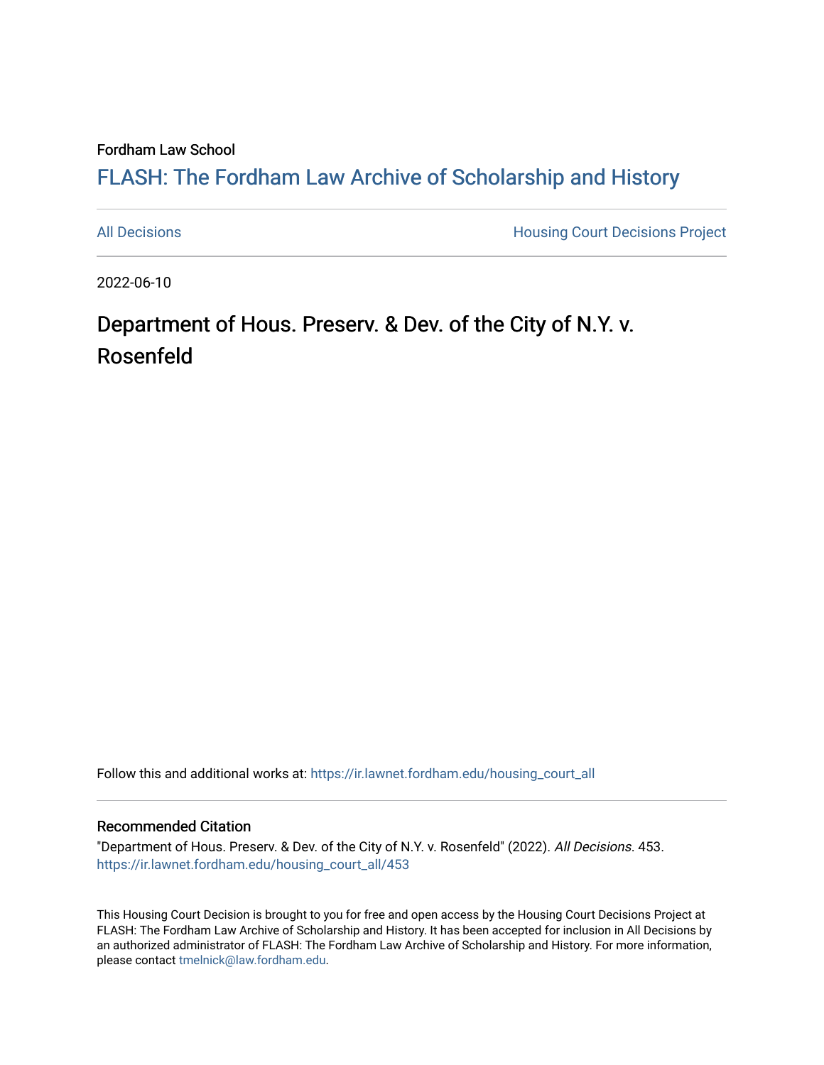Fordham Law School

# FLASH: The Fordham Law Archive of Scholarship and History

All Decisions | Housing Court Decisions Project

2022-06-10

## Department of Hous. Preserv. & Dev. of the City of N.Y. v. Rosenfeld

Follow this and additional works at: https://ir.lawnet.fordham.edu/housing_court_all

### Recommended Citation

"Department of Hous. Preserv. & Dev. of the City of N.Y. v. Rosenfeld" (2022). *All Decisions*. 453.
https://ir.lawnet.fordham.edu/housing_court_all/453

This Housing Court Decision is brought to you for free and open access by the Housing Court Decisions Project at FLASH: The Fordham Law Archive of Scholarship and History. It has been accepted for inclusion in All Decisions by an authorized administrator of FLASH: The Fordham Law Archive of Scholarship and History. For more information, please contact tmelnick@law.fordham.edu.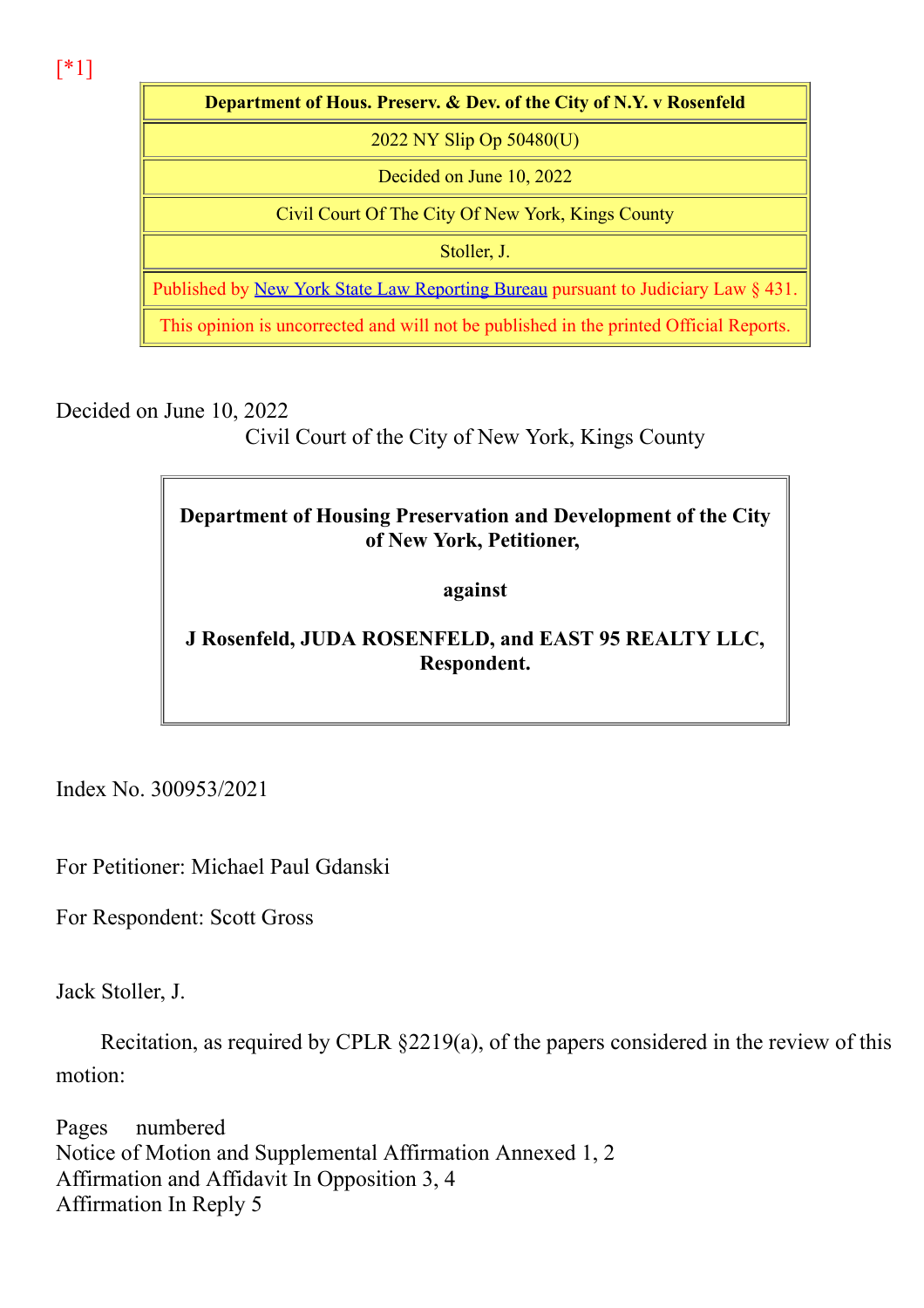[*1]

| Department of Hous. Preserv. & Dev. of the City of N.Y. v Rosenfeld |
|---|
| 2022 NY Slip Op 50480(U) |
| Decided on June 10, 2022 |
| Civil Court Of The City Of New York, Kings County |
| Stoller, J. |
| Published by New York State Law Reporting Bureau pursuant to Judiciary Law § 431. |
| This opinion is uncorrected and will not be published in the printed Official Reports. |

Decided on June 10, 2022

Civil Court of the City of New York, Kings County

**Department of Housing Preservation and Development of the City of New York, Petitioner,**

**against**

**J Rosenfeld, JUDA ROSENFELD, and EAST 95 REALTY LLC, Respondent.**

Index No. 300953/2021

For Petitioner: Michael Paul Gdanski

For Respondent: Scott Gross

Jack Stoller, J.

Recitation, as required by CPLR §2219(a), of the papers considered in the review of this motion:

Pages numbered
Notice of Motion and Supplemental Affirmation Annexed 1, 2
Affirmation and Affidavit In Opposition 3, 4
Affirmation In Reply 5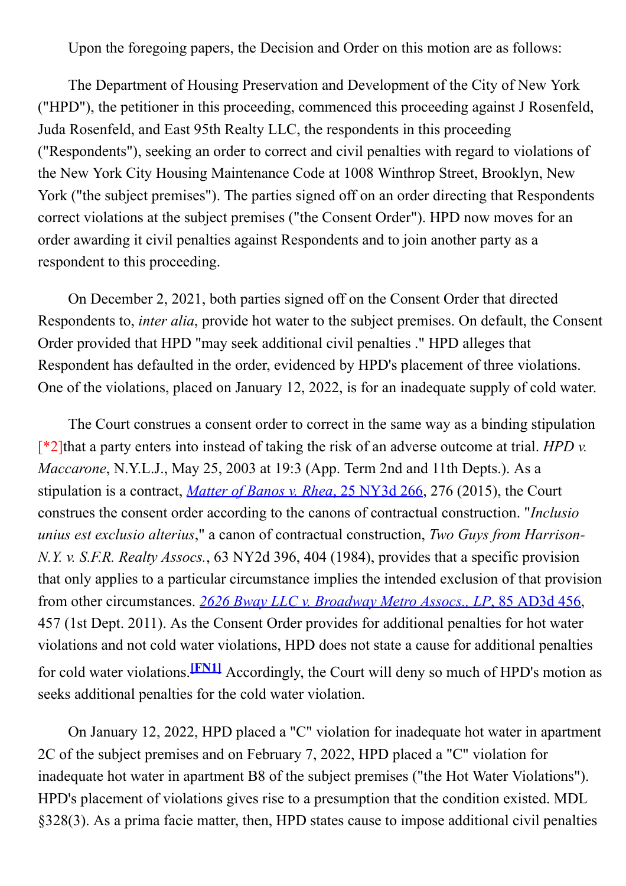Upon the foregoing papers, the Decision and Order on this motion are as follows:

The Department of Housing Preservation and Development of the City of New York ("HPD"), the petitioner in this proceeding, commenced this proceeding against J Rosenfeld, Juda Rosenfeld, and East 95th Realty LLC, the respondents in this proceeding ("Respondents"), seeking an order to correct and civil penalties with regard to violations of the New York City Housing Maintenance Code at 1008 Winthrop Street, Brooklyn, New York ("the subject premises"). The parties signed off on an order directing that Respondents correct violations at the subject premises ("the Consent Order"). HPD now moves for an order awarding it civil penalties against Respondents and to join another party as a respondent to this proceeding.

On December 2, 2021, both parties signed off on the Consent Order that directed Respondents to, *inter alia*, provide hot water to the subject premises. On default, the Consent Order provided that HPD "may seek additional civil penalties ." HPD alleges that Respondent has defaulted in the order, evidenced by HPD's placement of three violations. One of the violations, placed on January 12, 2022, is for an inadequate supply of cold water.

The Court construes a consent order to correct in the same way as a binding stipulation [*2]that a party enters into instead of taking the risk of an adverse outcome at trial. *HPD v. Maccarone*, N.Y.L.J., May 25, 2003 at 19:3 (App. Term 2nd and 11th Depts.). As a stipulation is a contract, *Matter of Banos v. Rhea*, 25 NY3d 266, 276 (2015), the Court construes the consent order according to the canons of contractual construction. "*Inclusio unius est exclusio alterius*," a canon of contractual construction, *Two Guys from Harrison-N.Y. v. S.F.R. Realty Assocs.*, 63 NY2d 396, 404 (1984), provides that a specific provision that only applies to a particular circumstance implies the intended exclusion of that provision from other circumstances. *2626 Bway LLC v. Broadway Metro Assocs., LP*, 85 AD3d 456, 457 (1st Dept. 2011). As the Consent Order provides for additional penalties for hot water violations and not cold water violations, HPD does not state a cause for additional penalties for cold water violations.[FN1] Accordingly, the Court will deny so much of HPD's motion as seeks additional penalties for the cold water violation.

On January 12, 2022, HPD placed a "C" violation for inadequate hot water in apartment 2C of the subject premises and on February 7, 2022, HPD placed a "C" violation for inadequate hot water in apartment B8 of the subject premises ("the Hot Water Violations"). HPD's placement of violations gives rise to a presumption that the condition existed. MDL §328(3). As a prima facie matter, then, HPD states cause to impose additional civil penalties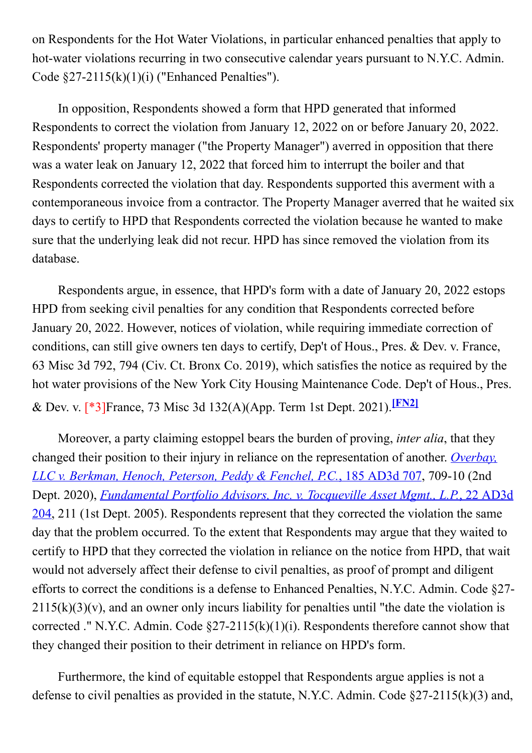on Respondents for the Hot Water Violations, in particular enhanced penalties that apply to hot-water violations recurring in two consecutive calendar years pursuant to N.Y.C. Admin. Code §27-2115(k)(1)(i) ("Enhanced Penalties").

In opposition, Respondents showed a form that HPD generated that informed Respondents to correct the violation from January 12, 2022 on or before January 20, 2022. Respondents' property manager ("the Property Manager") averred in opposition that there was a water leak on January 12, 2022 that forced him to interrupt the boiler and that Respondents corrected the violation that day. Respondents supported this averment with a contemporaneous invoice from a contractor. The Property Manager averred that he waited six days to certify to HPD that Respondents corrected the violation because he wanted to make sure that the underlying leak did not recur. HPD has since removed the violation from its database.

Respondents argue, in essence, that HPD's form with a date of January 20, 2022 estops HPD from seeking civil penalties for any condition that Respondents corrected before January 20, 2022. However, notices of violation, while requiring immediate correction of conditions, can still give owners ten days to certify, Dep't of Hous., Pres. & Dev. v. France, 63 Misc 3d 792, 794 (Civ. Ct. Bronx Co. 2019), which satisfies the notice as required by the hot water provisions of the New York City Housing Maintenance Code. Dep't of Hous., Pres. & Dev. v. [*3]France, 73 Misc 3d 132(A)(App. Term 1st Dept. 2021).[FN2]

Moreover, a party claiming estoppel bears the burden of proving, *inter alia*, that they changed their position to their injury in reliance on the representation of another. *Overbay, LLC v. Berkman, Henoch, Peterson, Peddy & Fenchel, P.C.*, 185 AD3d 707, 709-10 (2nd Dept. 2020), *Fundamental Portfolio Advisors, Inc. v. Tocqueville Asset Mgmt., L.P.*, 22 AD3d 204, 211 (1st Dept. 2005). Respondents represent that they corrected the violation the same day that the problem occurred. To the extent that Respondents may argue that they waited to certify to HPD that they corrected the violation in reliance on the notice from HPD, that wait would not adversely affect their defense to civil penalties, as proof of prompt and diligent efforts to correct the conditions is a defense to Enhanced Penalties, N.Y.C. Admin. Code §27-2115(k)(3)(v), and an owner only incurs liability for penalties until "the date the violation is corrected ." N.Y.C. Admin. Code §27-2115(k)(1)(i). Respondents therefore cannot show that they changed their position to their detriment in reliance on HPD's form.

Furthermore, the kind of equitable estoppel that Respondents argue applies is not a defense to civil penalties as provided in the statute, N.Y.C. Admin. Code §27-2115(k)(3) and,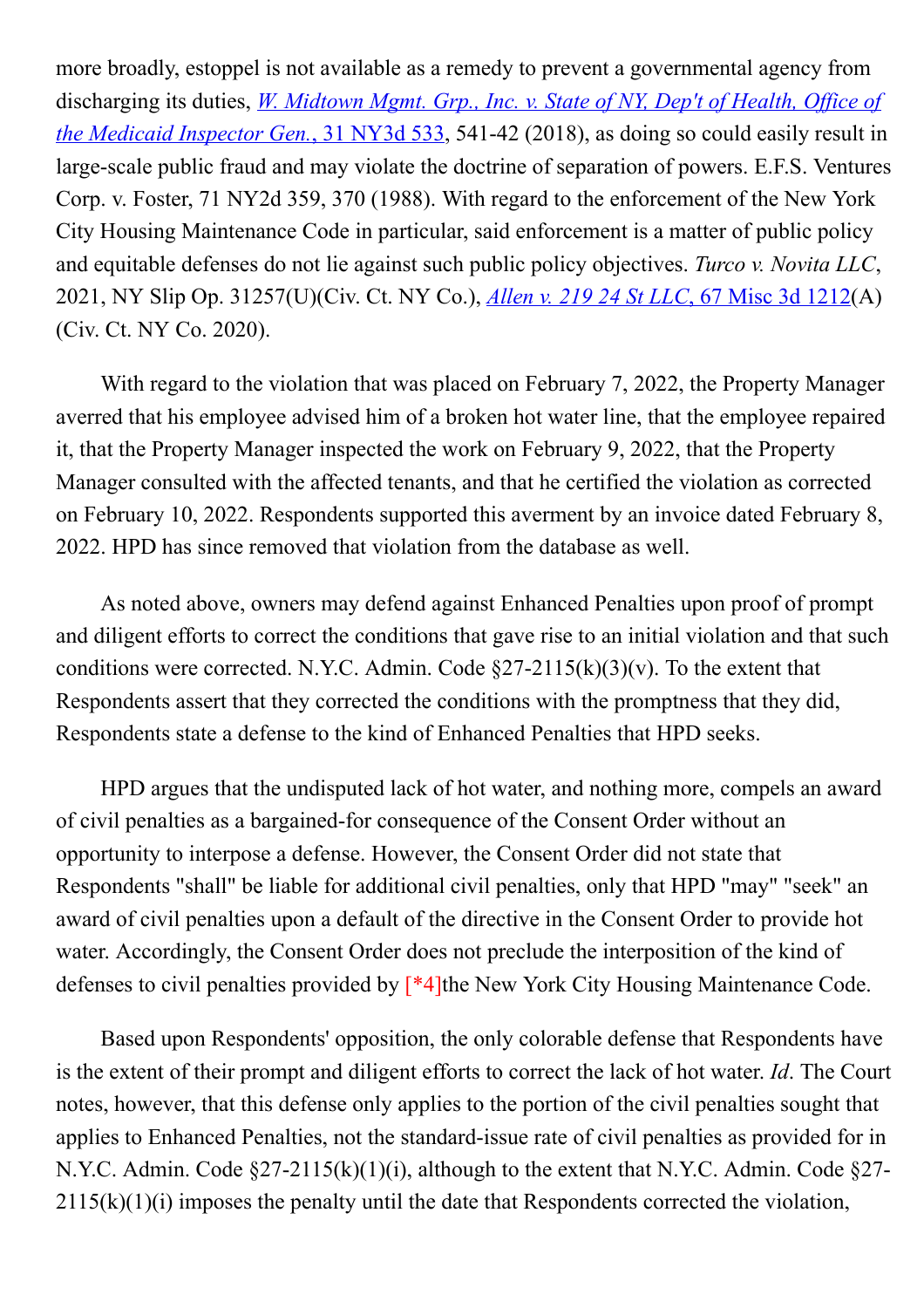more broadly, estoppel is not available as a remedy to prevent a governmental agency from discharging its duties, *W. Midtown Mgmt. Grp., Inc. v. State of NY, Dep't of Health, Office of the Medicaid Inspector Gen.*, 31 NY3d 533, 541-42 (2018), as doing so could easily result in large-scale public fraud and may violate the doctrine of separation of powers. E.F.S. Ventures Corp. v. Foster, 71 NY2d 359, 370 (1988). With regard to the enforcement of the New York City Housing Maintenance Code in particular, said enforcement is a matter of public policy and equitable defenses do not lie against such public policy objectives. *Turco v. Novita LLC*, 2021, NY Slip Op. 31257(U)(Civ. Ct. NY Co.), *Allen v. 219 24 St LLC*, 67 Misc 3d 1212(A) (Civ. Ct. NY Co. 2020).

With regard to the violation that was placed on February 7, 2022, the Property Manager averred that his employee advised him of a broken hot water line, that the employee repaired it, that the Property Manager inspected the work on February 9, 2022, that the Property Manager consulted with the affected tenants, and that he certified the violation as corrected on February 10, 2022. Respondents supported this averment by an invoice dated February 8, 2022. HPD has since removed that violation from the database as well.

As noted above, owners may defend against Enhanced Penalties upon proof of prompt and diligent efforts to correct the conditions that gave rise to an initial violation and that such conditions were corrected. N.Y.C. Admin. Code §27-2115(k)(3)(v). To the extent that Respondents assert that they corrected the conditions with the promptness that they did, Respondents state a defense to the kind of Enhanced Penalties that HPD seeks.

HPD argues that the undisputed lack of hot water, and nothing more, compels an award of civil penalties as a bargained-for consequence of the Consent Order without an opportunity to interpose a defense. However, the Consent Order did not state that Respondents "shall" be liable for additional civil penalties, only that HPD "may" "seek" an award of civil penalties upon a default of the directive in the Consent Order to provide hot water. Accordingly, the Consent Order does not preclude the interposition of the kind of defenses to civil penalties provided by [*4]the New York City Housing Maintenance Code.

Based upon Respondents' opposition, the only colorable defense that Respondents have is the extent of their prompt and diligent efforts to correct the lack of hot water. *Id*. The Court notes, however, that this defense only applies to the portion of the civil penalties sought that applies to Enhanced Penalties, not the standard-issue rate of civil penalties as provided for in N.Y.C. Admin. Code §27-2115(k)(1)(i), although to the extent that N.Y.C. Admin. Code §27-2115(k)(1)(i) imposes the penalty until the date that Respondents corrected the violation,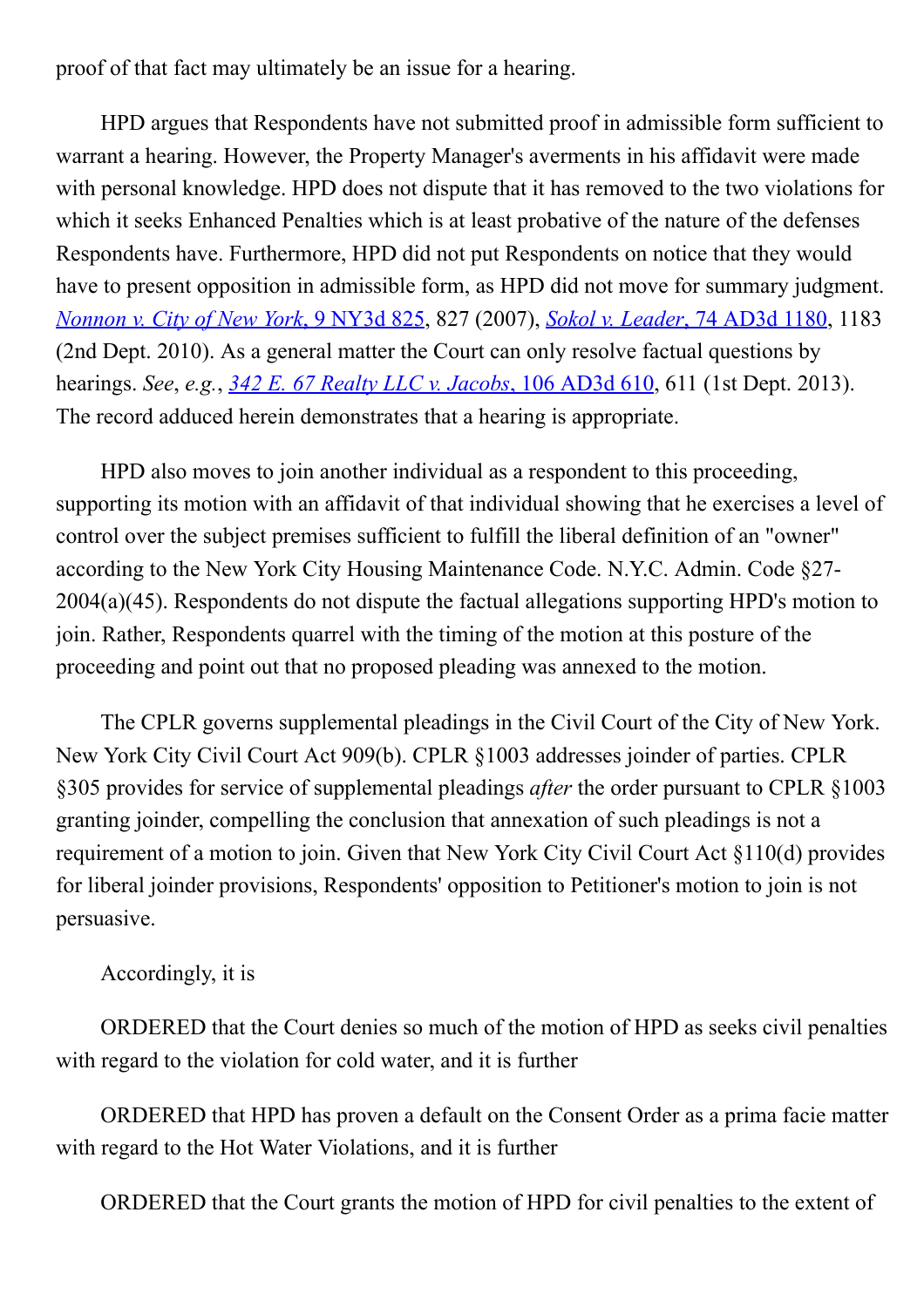proof of that fact may ultimately be an issue for a hearing.

HPD argues that Respondents have not submitted proof in admissible form sufficient to warrant a hearing. However, the Property Manager's averments in his affidavit were made with personal knowledge. HPD does not dispute that it has removed to the two violations for which it seeks Enhanced Penalties which is at least probative of the nature of the defenses Respondents have. Furthermore, HPD did not put Respondents on notice that they would have to present opposition in admissible form, as HPD did not move for summary judgment. *Nonnon v. City of New York*, 9 NY3d 825, 827 (2007), *Sokol v. Leader*, 74 AD3d 1180, 1183 (2nd Dept. 2010). As a general matter the Court can only resolve factual questions by hearings. *See*, *e.g.*, *342 E. 67 Realty LLC v. Jacobs*, 106 AD3d 610, 611 (1st Dept. 2013). The record adduced herein demonstrates that a hearing is appropriate.

HPD also moves to join another individual as a respondent to this proceeding, supporting its motion with an affidavit of that individual showing that he exercises a level of control over the subject premises sufficient to fulfill the liberal definition of an "owner" according to the New York City Housing Maintenance Code. N.Y.C. Admin. Code §27-2004(a)(45). Respondents do not dispute the factual allegations supporting HPD's motion to join. Rather, Respondents quarrel with the timing of the motion at this posture of the proceeding and point out that no proposed pleading was annexed to the motion.

The CPLR governs supplemental pleadings in the Civil Court of the City of New York. New York City Civil Court Act 909(b). CPLR §1003 addresses joinder of parties. CPLR §305 provides for service of supplemental pleadings *after* the order pursuant to CPLR §1003 granting joinder, compelling the conclusion that annexation of such pleadings is not a requirement of a motion to join. Given that New York City Civil Court Act §110(d) provides for liberal joinder provisions, Respondents' opposition to Petitioner's motion to join is not persuasive.

Accordingly, it is

ORDERED that the Court denies so much of the motion of HPD as seeks civil penalties with regard to the violation for cold water, and it is further

ORDERED that HPD has proven a default on the Consent Order as a prima facie matter with regard to the Hot Water Violations, and it is further

ORDERED that the Court grants the motion of HPD for civil penalties to the extent of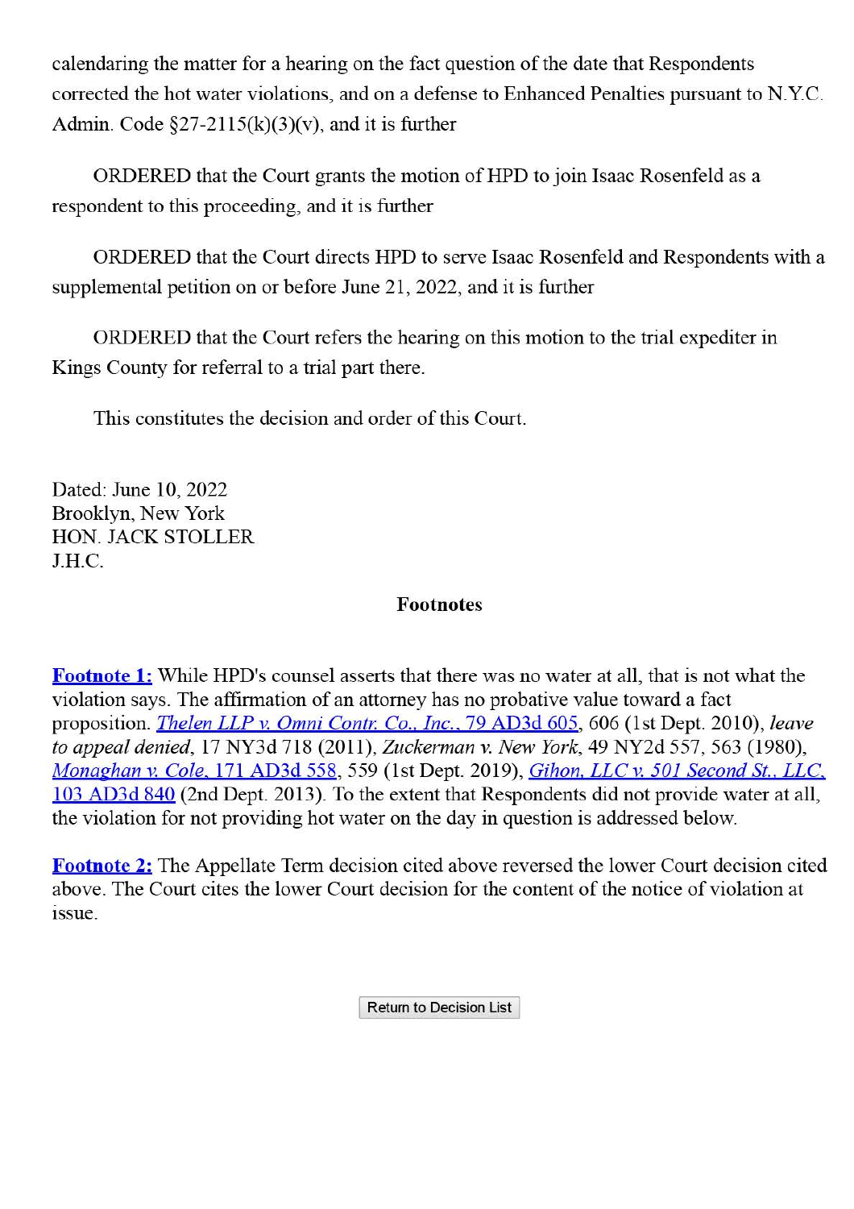calendaring the matter for a hearing on the fact question of the date that Respondents corrected the hot water violations, and on a defense to Enhanced Penalties pursuant to N.Y.C. Admin. Code §27-2115(k)(3)(v), and it is further

ORDERED that the Court grants the motion of HPD to join Isaac Rosenfeld as a respondent to this proceeding, and it is further

ORDERED that the Court directs HPD to serve Isaac Rosenfeld and Respondents with a supplemental petition on or before June 21, 2022, and it is further

ORDERED that the Court refers the hearing on this motion to the trial expediter in Kings County for referral to a trial part there.

This constitutes the decision and order of this Court.

Dated: June 10, 2022
Brooklyn, New York
HON. JACK STOLLER
J.H.C.

**Footnotes**

**Footnote 1:** While HPD's counsel asserts that there was no water at all, that is not what the violation says. The affirmation of an attorney has no probative value toward a fact proposition. *Thelen LLP v. Omni Contr. Co., Inc.*, 79 AD3d 605, 606 (1st Dept. 2010), *leave to appeal denied*, 17 NY3d 718 (2011), *Zuckerman v. New York*, 49 NY2d 557, 563 (1980), *Monaghan v. Cole*, 171 AD3d 558, 559 (1st Dept. 2019), *Gihon, LLC v. 501 Second St., LLC*, 103 AD3d 840 (2nd Dept. 2013). To the extent that Respondents did not provide water at all, the violation for not providing hot water on the day in question is addressed below.

**Footnote 2:** The Appellate Term decision cited above reversed the lower Court decision cited above. The Court cites the lower Court decision for the content of the notice of violation at issue.

Return to Decision List